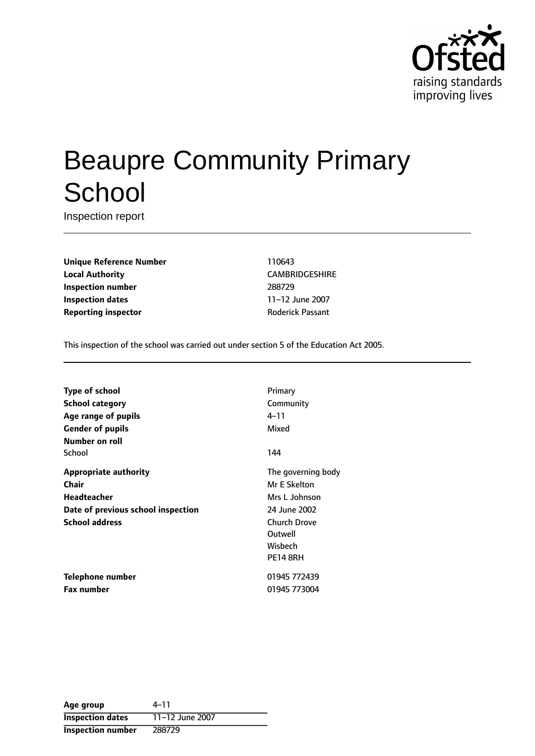# Beaupre Community Primary School

Inspection report

| | |
|---|---|
| **Unique Reference Number** | 110643 |
| **Local Authority** | CAMBRIDGESHIRE |
| **Inspection number** | 288729 |
| **Inspection dates** | 11–12 June 2007 |
| **Reporting inspector** | Roderick Passant |

This inspection of the school was carried out under section 5 of the Education Act 2005.

| | |
|---|---|
| **Type of school** | Primary |
| **School category** | Community |
| **Age range of pupils** | 4–11 |
| **Gender of pupils** | Mixed |
| **Number on roll** | |
| School | 144 |
| **Appropriate authority** | The governing body |
| **Chair** | Mr E Skelton |
| **Headteacher** | Mrs L Johnson |
| **Date of previous school inspection** | 24 June 2002 |
| **School address** | Church Drove<br>Outwell<br>Wisbech<br>PE14 8RH |
| **Telephone number** | 01945 772439 |
| **Fax number** | 01945 773004 |

| | |
|---|---|
| **Age group** | 4–11 |
| **Inspection dates** | 11–12 June 2007 |
| **Inspection number** | 288729 |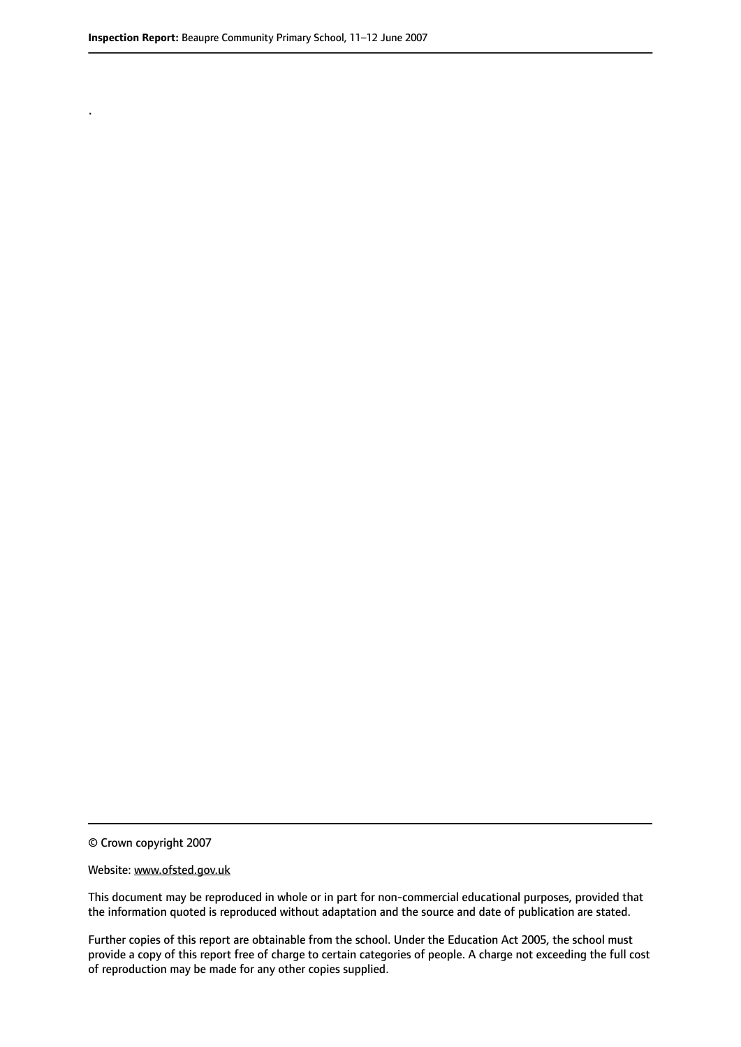.

© Crown copyright 2007

Website: www.ofsted.gov.uk

This document may be reproduced in whole or in part for non-commercial educational purposes, provided that the information quoted is reproduced without adaptation and the source and date of publication are stated.

Further copies of this report are obtainable from the school. Under the Education Act 2005, the school must provide a copy of this report free of charge to certain categories of people. A charge not exceeding the full cost of reproduction may be made for any other copies supplied.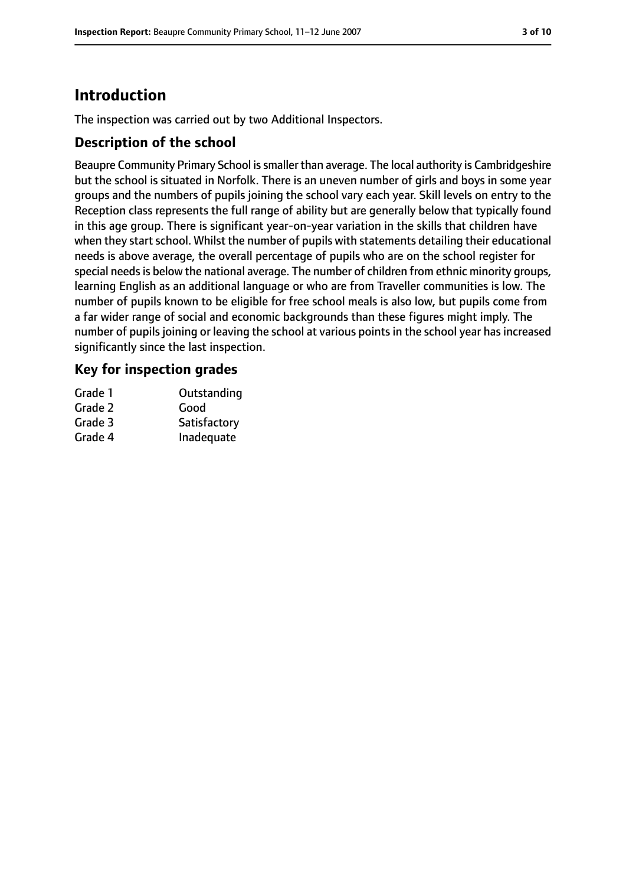# Introduction

The inspection was carried out by two Additional Inspectors.

## Description of the school

Beaupre Community Primary School is smaller than average. The local authority is Cambridgeshire but the school is situated in Norfolk. There is an uneven number of girls and boys in some year groups and the numbers of pupils joining the school vary each year. Skill levels on entry to the Reception class represents the full range of ability but are generally below that typically found in this age group. There is significant year-on-year variation in the skills that children have when they start school. Whilst the number of pupils with statements detailing their educational needs is above average, the overall percentage of pupils who are on the school register for special needs is below the national average. The number of children from ethnic minority groups, learning English as an additional language or who are from Traveller communities is low. The number of pupils known to be eligible for free school meals is also low, but pupils come from a far wider range of social and economic backgrounds than these figures might imply. The number of pupils joining or leaving the school at various points in the school year has increased significantly since the last inspection.

## Key for inspection grades

| | |
|---|---|
| Grade 1 | Outstanding |
| Grade 2 | Good |
| Grade 3 | Satisfactory |
| Grade 4 | Inadequate |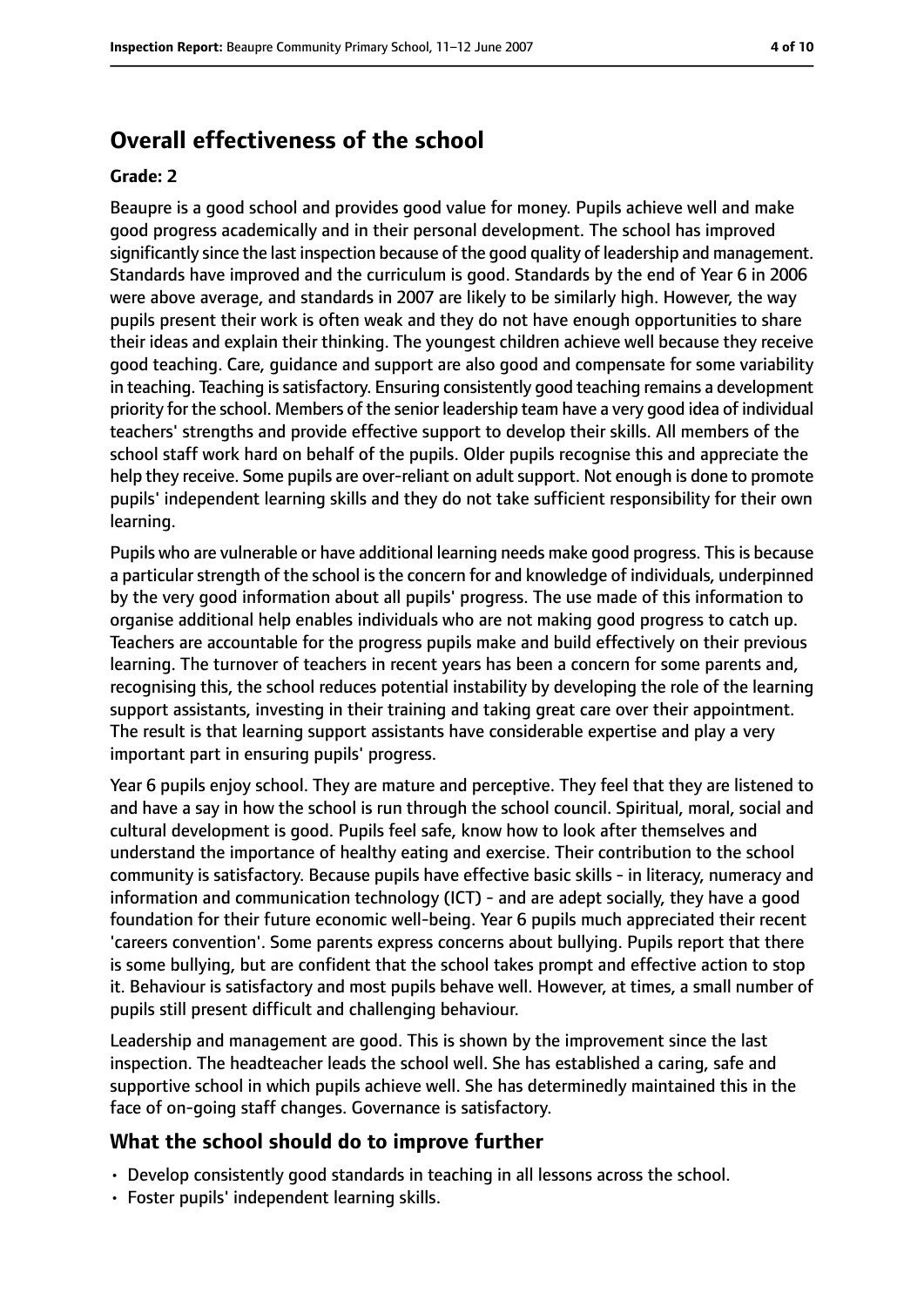## Overall effectiveness of the school

### Grade: 2

Beaupre is a good school and provides good value for money. Pupils achieve well and make good progress academically and in their personal development. The school has improved significantly since the last inspection because of the good quality of leadership and management. Standards have improved and the curriculum is good. Standards by the end of Year 6 in 2006 were above average, and standards in 2007 are likely to be similarly high. However, the way pupils present their work is often weak and they do not have enough opportunities to share their ideas and explain their thinking. The youngest children achieve well because they receive good teaching. Care, guidance and support are also good and compensate for some variability in teaching. Teaching is satisfactory. Ensuring consistently good teaching remains a development priority for the school. Members of the senior leadership team have a very good idea of individual teachers' strengths and provide effective support to develop their skills. All members of the school staff work hard on behalf of the pupils. Older pupils recognise this and appreciate the help they receive. Some pupils are over-reliant on adult support. Not enough is done to promote pupils' independent learning skills and they do not take sufficient responsibility for their own learning.

Pupils who are vulnerable or have additional learning needs make good progress. This is because a particular strength of the school is the concern for and knowledge of individuals, underpinned by the very good information about all pupils' progress. The use made of this information to organise additional help enables individuals who are not making good progress to catch up. Teachers are accountable for the progress pupils make and build effectively on their previous learning. The turnover of teachers in recent years has been a concern for some parents and, recognising this, the school reduces potential instability by developing the role of the learning support assistants, investing in their training and taking great care over their appointment. The result is that learning support assistants have considerable expertise and play a very important part in ensuring pupils' progress.

Year 6 pupils enjoy school. They are mature and perceptive. They feel that they are listened to and have a say in how the school is run through the school council. Spiritual, moral, social and cultural development is good. Pupils feel safe, know how to look after themselves and understand the importance of healthy eating and exercise. Their contribution to the school community is satisfactory. Because pupils have effective basic skills - in literacy, numeracy and information and communication technology (ICT) - and are adept socially, they have a good foundation for their future economic well-being. Year 6 pupils much appreciated their recent 'careers convention'. Some parents express concerns about bullying. Pupils report that there is some bullying, but are confident that the school takes prompt and effective action to stop it. Behaviour is satisfactory and most pupils behave well. However, at times, a small number of pupils still present difficult and challenging behaviour.

Leadership and management are good. This is shown by the improvement since the last inspection. The headteacher leads the school well. She has established a caring, safe and supportive school in which pupils achieve well. She has determinedly maintained this in the face of on-going staff changes. Governance is satisfactory.

## What the school should do to improve further

- Develop consistently good standards in teaching in all lessons across the school.
- Foster pupils' independent learning skills.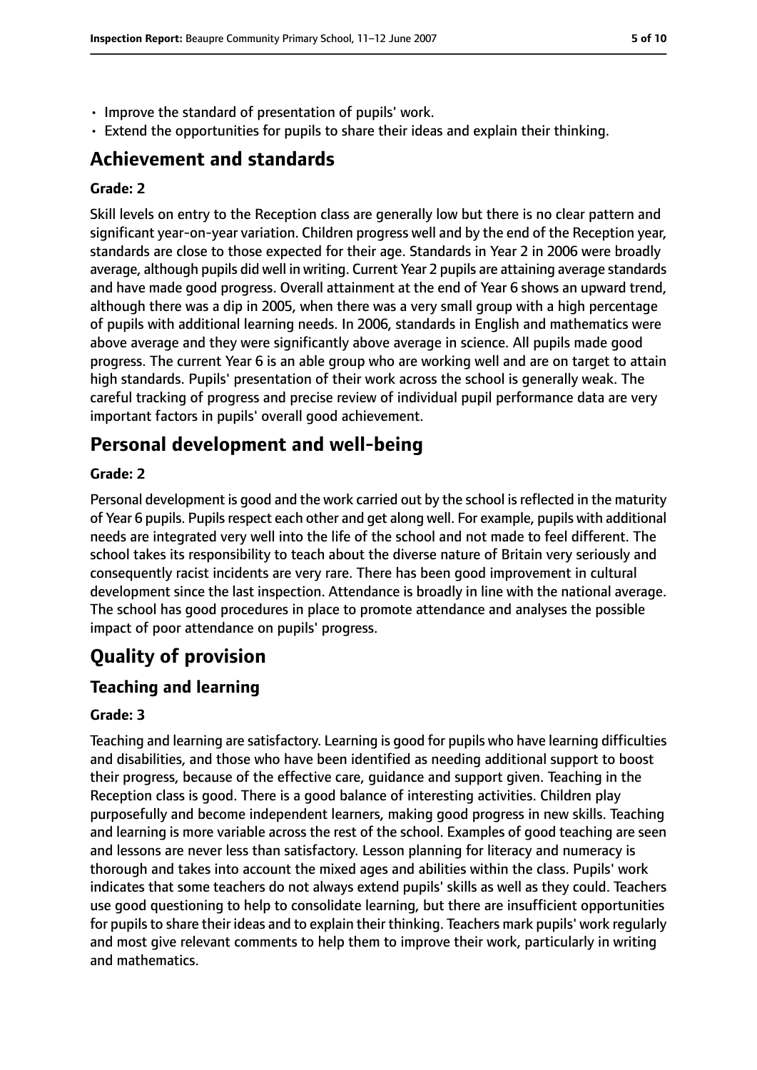- Improve the standard of presentation of pupils' work.
- Extend the opportunities for pupils to share their ideas and explain their thinking.

## Achievement and standards

### Grade: 2

Skill levels on entry to the Reception class are generally low but there is no clear pattern and significant year-on-year variation. Children progress well and by the end of the Reception year, standards are close to those expected for their age. Standards in Year 2 in 2006 were broadly average, although pupils did well in writing. Current Year 2 pupils are attaining average standards and have made good progress. Overall attainment at the end of Year 6 shows an upward trend, although there was a dip in 2005, when there was a very small group with a high percentage of pupils with additional learning needs. In 2006, standards in English and mathematics were above average and they were significantly above average in science. All pupils made good progress. The current Year 6 is an able group who are working well and are on target to attain high standards. Pupils' presentation of their work across the school is generally weak. The careful tracking of progress and precise review of individual pupil performance data are very important factors in pupils' overall good achievement.

## Personal development and well-being

### Grade: 2

Personal development is good and the work carried out by the school is reflected in the maturity of Year 6 pupils. Pupils respect each other and get along well. For example, pupils with additional needs are integrated very well into the life of the school and not made to feel different. The school takes its responsibility to teach about the diverse nature of Britain very seriously and consequently racist incidents are very rare. There has been good improvement in cultural development since the last inspection. Attendance is broadly in line with the national average. The school has good procedures in place to promote attendance and analyses the possible impact of poor attendance on pupils' progress.

## Quality of provision

### Teaching and learning

### Grade: 3

Teaching and learning are satisfactory. Learning is good for pupils who have learning difficulties and disabilities, and those who have been identified as needing additional support to boost their progress, because of the effective care, guidance and support given. Teaching in the Reception class is good. There is a good balance of interesting activities. Children play purposefully and become independent learners, making good progress in new skills. Teaching and learning is more variable across the rest of the school. Examples of good teaching are seen and lessons are never less than satisfactory. Lesson planning for literacy and numeracy is thorough and takes into account the mixed ages and abilities within the class. Pupils' work indicates that some teachers do not always extend pupils' skills as well as they could. Teachers use good questioning to help to consolidate learning, but there are insufficient opportunities for pupils to share their ideas and to explain their thinking. Teachers mark pupils' work regularly and most give relevant comments to help them to improve their work, particularly in writing and mathematics.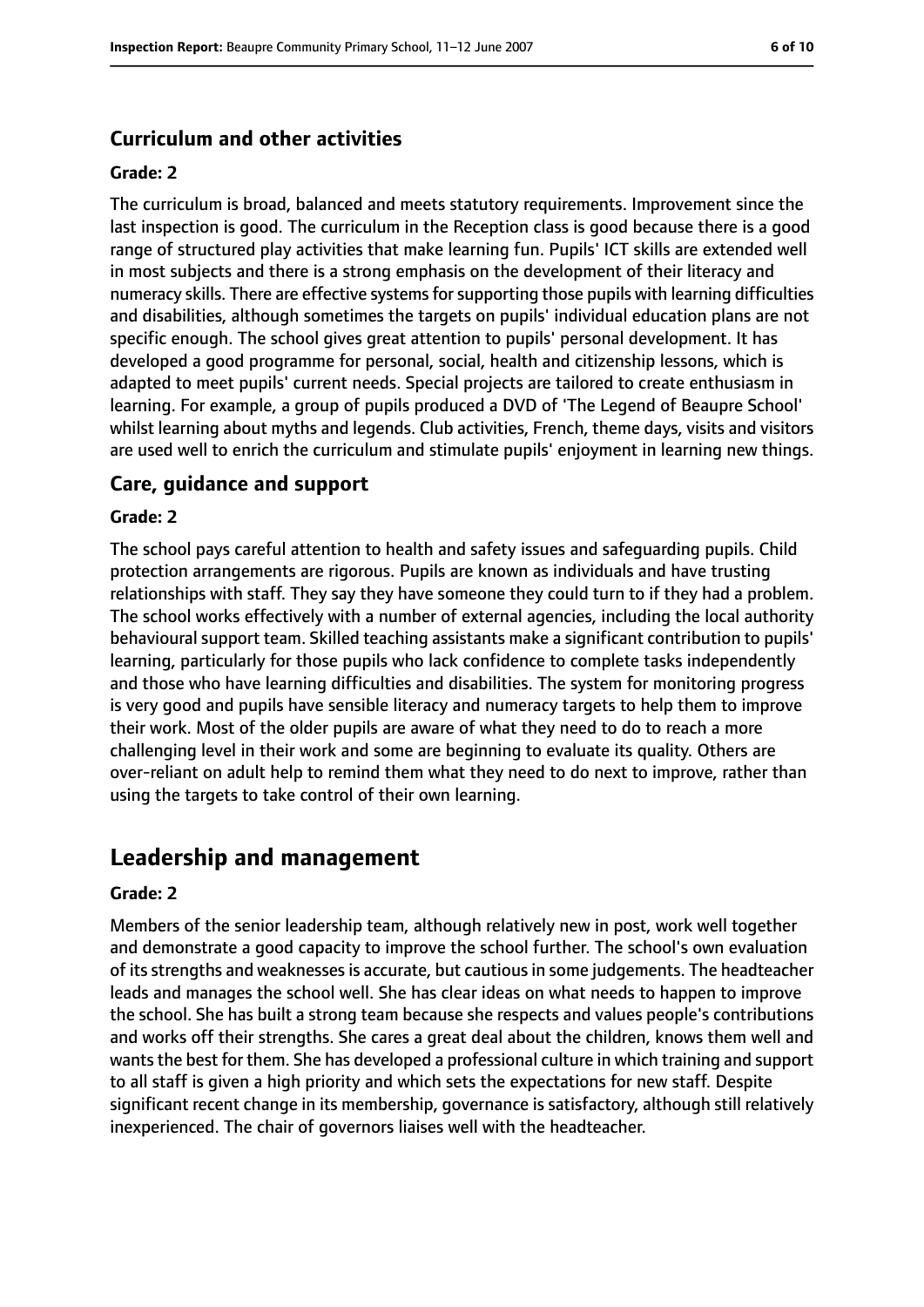### Curriculum and other activities

#### Grade: 2

The curriculum is broad, balanced and meets statutory requirements. Improvement since the last inspection is good. The curriculum in the Reception class is good because there is a good range of structured play activities that make learning fun. Pupils' ICT skills are extended well in most subjects and there is a strong emphasis on the development of their literacy and numeracy skills. There are effective systems for supporting those pupils with learning difficulties and disabilities, although sometimes the targets on pupils' individual education plans are not specific enough. The school gives great attention to pupils' personal development. It has developed a good programme for personal, social, health and citizenship lessons, which is adapted to meet pupils' current needs. Special projects are tailored to create enthusiasm in learning. For example, a group of pupils produced a DVD of 'The Legend of Beaupre School' whilst learning about myths and legends. Club activities, French, theme days, visits and visitors are used well to enrich the curriculum and stimulate pupils' enjoyment in learning new things.

### Care, guidance and support

#### Grade: 2

The school pays careful attention to health and safety issues and safeguarding pupils. Child protection arrangements are rigorous. Pupils are known as individuals and have trusting relationships with staff. They say they have someone they could turn to if they had a problem. The school works effectively with a number of external agencies, including the local authority behavioural support team. Skilled teaching assistants make a significant contribution to pupils' learning, particularly for those pupils who lack confidence to complete tasks independently and those who have learning difficulties and disabilities. The system for monitoring progress is very good and pupils have sensible literacy and numeracy targets to help them to improve their work. Most of the older pupils are aware of what they need to do to reach a more challenging level in their work and some are beginning to evaluate its quality. Others are over-reliant on adult help to remind them what they need to do next to improve, rather than using the targets to take control of their own learning.

## Leadership and management

#### Grade: 2

Members of the senior leadership team, although relatively new in post, work well together and demonstrate a good capacity to improve the school further. The school's own evaluation of its strengths and weaknesses is accurate, but cautious in some judgements. The headteacher leads and manages the school well. She has clear ideas on what needs to happen to improve the school. She has built a strong team because she respects and values people's contributions and works off their strengths. She cares a great deal about the children, knows them well and wants the best for them. She has developed a professional culture in which training and support to all staff is given a high priority and which sets the expectations for new staff. Despite significant recent change in its membership, governance is satisfactory, although still relatively inexperienced. The chair of governors liaises well with the headteacher.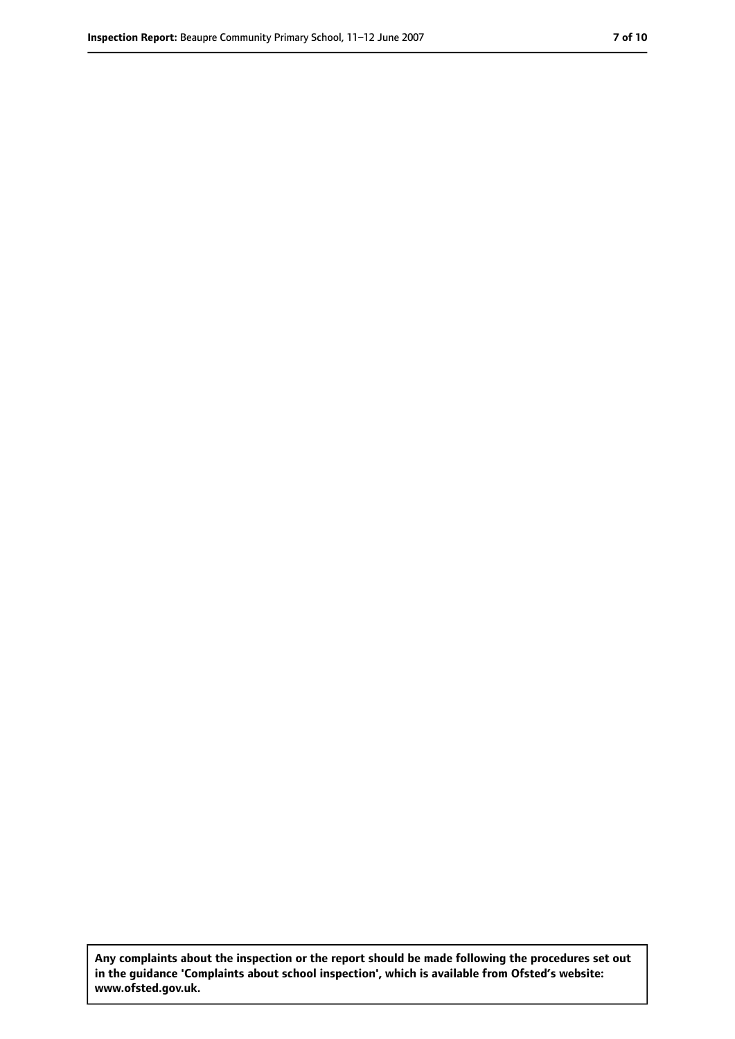**Any complaints about the inspection or the report should be made following the procedures set out in the guidance 'Complaints about school inspection', which is available from Ofsted's website: www.ofsted.gov.uk.**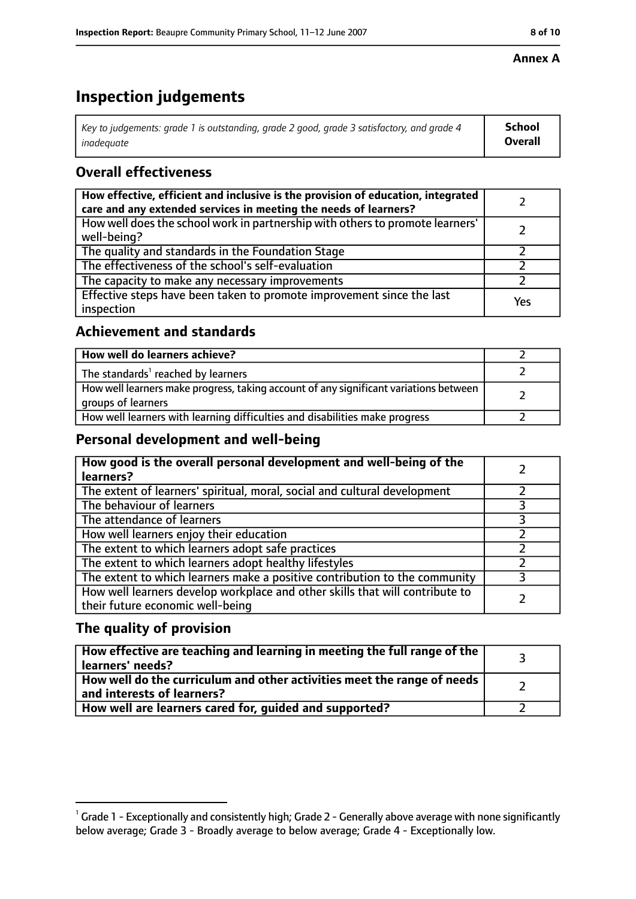**Annex A**

# Inspection judgements

| *Key to judgements: grade 1 is outstanding, grade 2 good, grade 3 satisfactory, and grade 4 inadequate* | **School Overall** |
|---|---|

## Overall effectiveness

| | |
|---|---|
| **How effective, efficient and inclusive is the provision of education, integrated care and any extended services in meeting the needs of learners?** | 2 |
| How well does the school work in partnership with others to promote learners' well-being? | 2 |
| The quality and standards in the Foundation Stage | 2 |
| The effectiveness of the school's self-evaluation | 2 |
| The capacity to make any necessary improvements | 2 |
| Effective steps have been taken to promote improvement since the last inspection | Yes |

## Achievement and standards

| | |
|---|---|
| **How well do learners achieve?** | 2 |
| The standards[1] reached by learners | 2 |
| How well learners make progress, taking account of any significant variations between groups of learners | 2 |
| How well learners with learning difficulties and disabilities make progress | 2 |

## Personal development and well-being

| | |
|---|---|
| **How good is the overall personal development and well-being of the learners?** | 2 |
| The extent of learners' spiritual, moral, social and cultural development | 2 |
| The behaviour of learners | 3 |
| The attendance of learners | 3 |
| How well learners enjoy their education | 2 |
| The extent to which learners adopt safe practices | 2 |
| The extent to which learners adopt healthy lifestyles | 2 |
| The extent to which learners make a positive contribution to the community | 3 |
| How well learners develop workplace and other skills that will contribute to their future economic well-being | 2 |

## The quality of provision

| | |
|---|---|
| **How effective are teaching and learning in meeting the full range of the learners' needs?** | 3 |
| **How well do the curriculum and other activities meet the range of needs and interests of learners?** | 2 |
| **How well are learners cared for, guided and supported?** | 2 |

[1] Grade 1 - Exceptionally and consistently high; Grade 2 - Generally above average with none significantly below average; Grade 3 - Broadly average to below average; Grade 4 - Exceptionally low.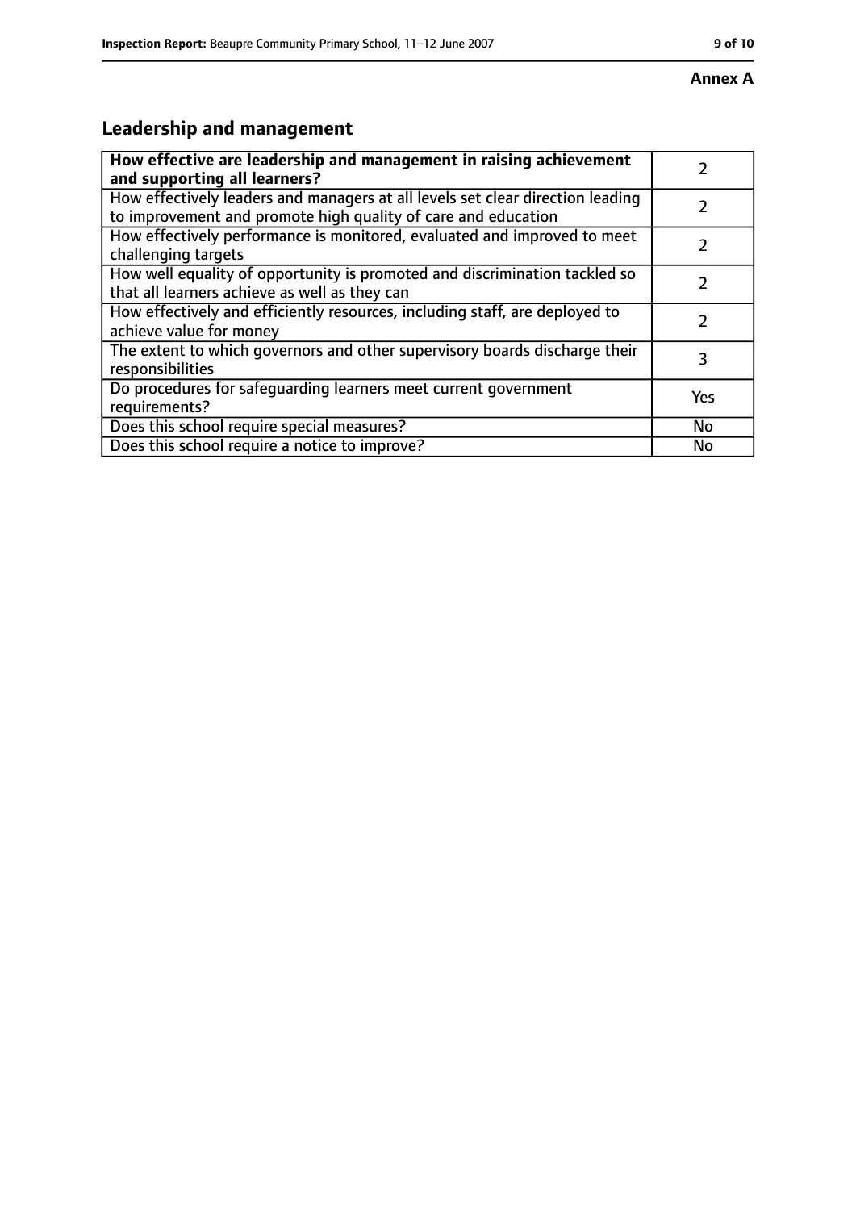**Annex A**

## Leadership and management

| How effective are leadership and management in raising achievement and supporting all learners? | 2 |
| --- | --- |
| How effectively leaders and managers at all levels set clear direction leading to improvement and promote high quality of care and education | 2 |
| How effectively performance is monitored, evaluated and improved to meet challenging targets | 2 |
| How well equality of opportunity is promoted and discrimination tackled so that all learners achieve as well as they can | 2 |
| How effectively and efficiently resources, including staff, are deployed to achieve value for money | 2 |
| The extent to which governors and other supervisory boards discharge their responsibilities | 3 |
| Do procedures for safeguarding learners meet current government requirements? | Yes |
| Does this school require special measures? | No |
| Does this school require a notice to improve? | No |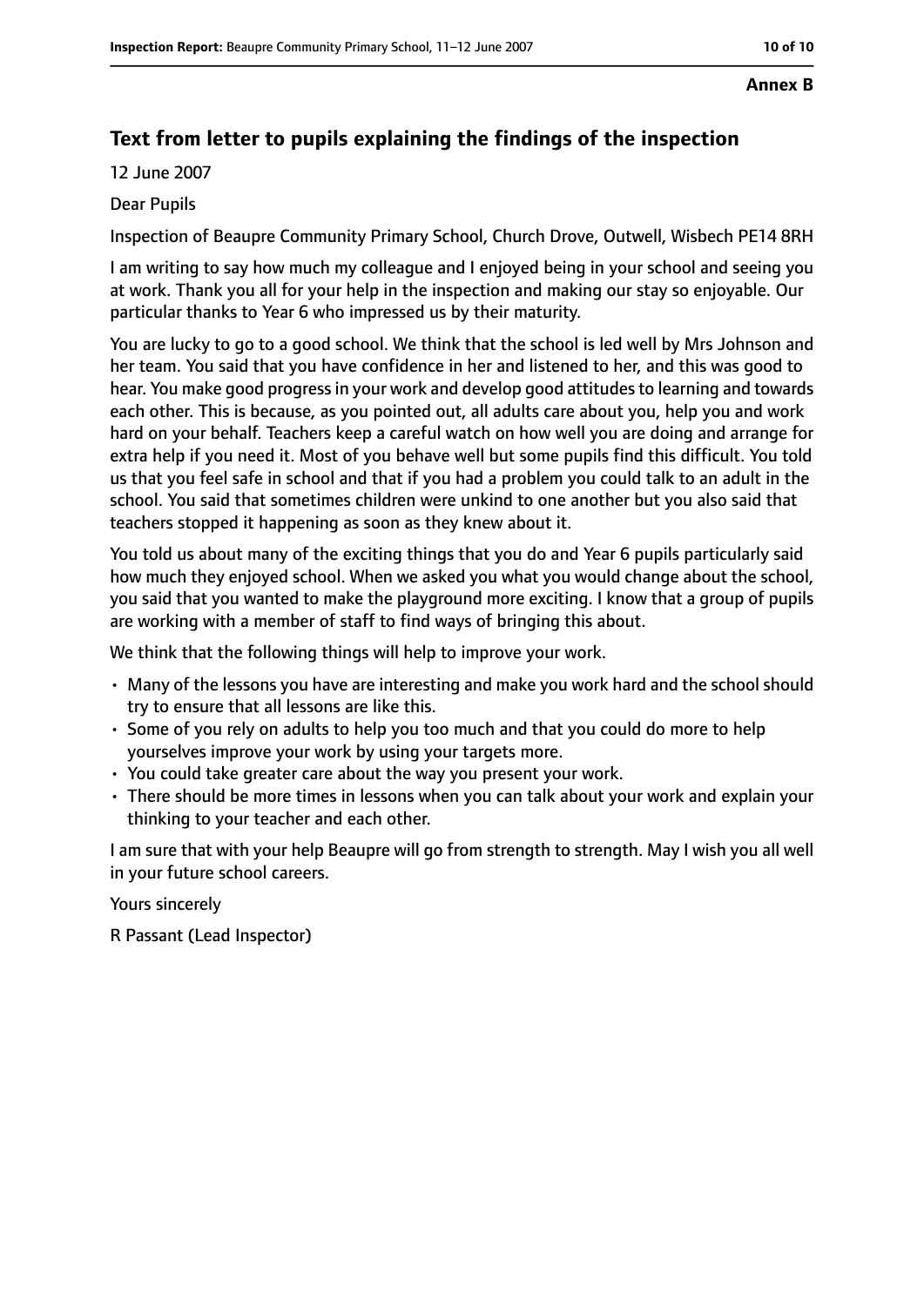**Annex B**

## Text from letter to pupils explaining the findings of the inspection

12 June 2007

Dear Pupils

Inspection of Beaupre Community Primary School, Church Drove, Outwell, Wisbech PE14 8RH

I am writing to say how much my colleague and I enjoyed being in your school and seeing you at work. Thank you all for your help in the inspection and making our stay so enjoyable. Our particular thanks to Year 6 who impressed us by their maturity.

You are lucky to go to a good school. We think that the school is led well by Mrs Johnson and her team. You said that you have confidence in her and listened to her, and this was good to hear. You make good progress in your work and develop good attitudes to learning and towards each other. This is because, as you pointed out, all adults care about you, help you and work hard on your behalf. Teachers keep a careful watch on how well you are doing and arrange for extra help if you need it. Most of you behave well but some pupils find this difficult. You told us that you feel safe in school and that if you had a problem you could talk to an adult in the school. You said that sometimes children were unkind to one another but you also said that teachers stopped it happening as soon as they knew about it.

You told us about many of the exciting things that you do and Year 6 pupils particularly said how much they enjoyed school. When we asked you what you would change about the school, you said that you wanted to make the playground more exciting. I know that a group of pupils are working with a member of staff to find ways of bringing this about.

We think that the following things will help to improve your work.

- Many of the lessons you have are interesting and make you work hard and the school should try to ensure that all lessons are like this.
- Some of you rely on adults to help you too much and that you could do more to help yourselves improve your work by using your targets more.
- You could take greater care about the way you present your work.
- There should be more times in lessons when you can talk about your work and explain your thinking to your teacher and each other.

I am sure that with your help Beaupre will go from strength to strength. May I wish you all well in your future school careers.

Yours sincerely

R Passant (Lead Inspector)